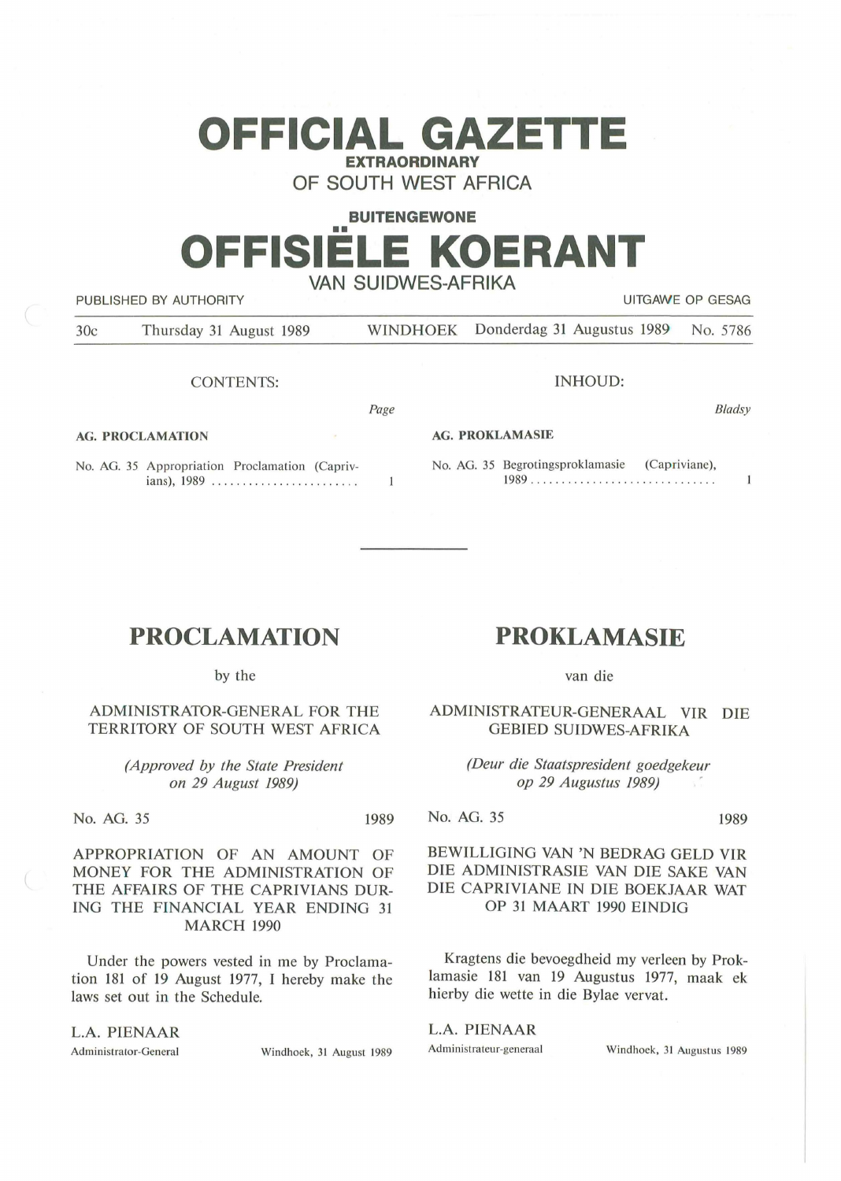# OFFICIAL GAZETTE

**EXTRAORDINARY**

OF SOUTH WEST AFRICA

**BUITENGEWONE**

# OFFISIËLE KOERANT

VAN SUIDWES-AFRIKA

PUBLISHED BY AUTHORITY — UITGAWE OP GESAG

30c — Thursday 31 August 1989 — WINDHOEK — Donderdag 31 Augustus 1989 — No. 5786

CONTENTS:

| | *Page* |
|---|---|
| **AG. PROCLAMATION** | |
| No. AG. 35 Appropriation Proclamation (Caprivians), 1989 ........................ | 1 |

INHOUD:

| | *Bladsy* |
|---|---|
| **AG. PROKLAMASIE** | |
| No. AG. 35 Begrotingsproklamasie (Capriviane), 1989 .............................. | 1 |

---

## PROCLAMATION

by the

ADMINISTRATOR-GENERAL FOR THE TERRITORY OF SOUTH WEST AFRICA

*(Approved by the State President on 29 August 1989)*

No. AG. 35 — 1989

APPROPRIATION OF AN AMOUNT OF MONEY FOR THE ADMINISTRATION OF THE AFFAIRS OF THE CAPRIVIANS DURING THE FINANCIAL YEAR ENDING 31 MARCH 1990

Under the powers vested in me by Proclamation 181 of 19 August 1977, I hereby make the laws set out in the Schedule.

L.A. PIENAAR
Administrator-General — Windhoek, 31 August 1989

## PROKLAMASIE

van die

ADMINISTRATEUR-GENERAAL VIR DIE GEBIED SUIDWES-AFRIKA

*(Deur die Staatspresident goedgekeur op 29 Augustus 1989)*

No. AG. 35 — 1989

BEWILLIGING VAN 'N BEDRAG GELD VIR DIE ADMINISTRASIE VAN DIE SAKE VAN DIE CAPRIVIANE IN DIE BOEKJAAR WAT OP 31 MAART 1990 EINDIG

Kragtens die bevoegdheid my verleen by Proklamasie 181 van 19 Augustus 1977, maak ek hierby die wette in die Bylae vervat.

L.A. PIENAAR
Administrateur-generaal — Windhoek, 31 Augustus 1989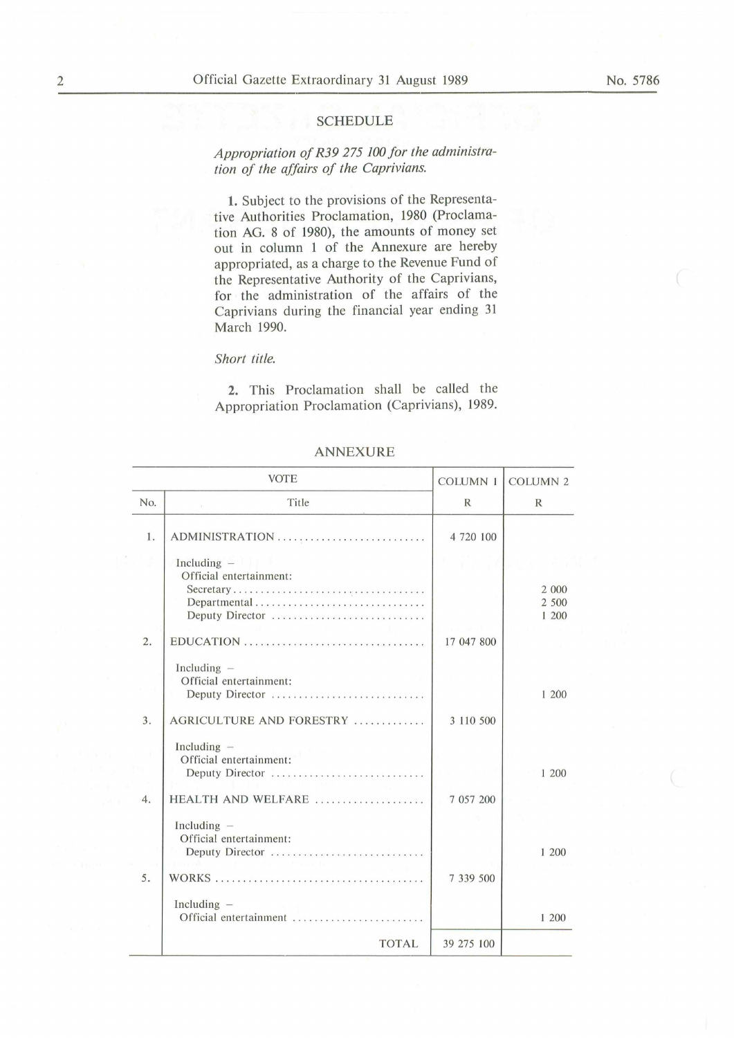## SCHEDULE

*Appropriation of R39 275 100 for the administration of the affairs of the Caprivians.*

**1.** Subject to the provisions of the Representative Authorities Proclamation, 1980 (Proclamation AG. 8 of 1980), the amounts of money set out in column 1 of the Annexure are hereby appropriated, as a charge to the Revenue Fund of the Representative Authority of the Caprivians, for the administration of the affairs of the Caprivians during the financial year ending 31 March 1990.

*Short title.*

**2.** This Proclamation shall be called the Appropriation Proclamation (Caprivians), 1989.

## ANNEXURE

| VOTE | | COLUMN 1 | COLUMN 2 |
|---|---|---|---|
| No. | Title | R | R |
| 1. | ADMINISTRATION | 4 720 100 | |
| | Including – Official entertainment: | | |
| | Secretary | | 2 000 |
| | Departmental | | 2 500 |
| | Deputy Director | | 1 200 |
| 2. | EDUCATION | 17 047 800 | |
| | Including – Official entertainment: | | |
| | Deputy Director | | 1 200 |
| 3. | AGRICULTURE AND FORESTRY | 3 110 500 | |
| | Including – Official entertainment: | | |
| | Deputy Director | | 1 200 |
| 4. | HEALTH AND WELFARE | 7 057 200 | |
| | Including – Official entertainment: | | |
| | Deputy Director | | 1 200 |
| 5. | WORKS | 7 339 500 | |
| | Including – Official entertainment | | 1 200 |
| | TOTAL | 39 275 100 | |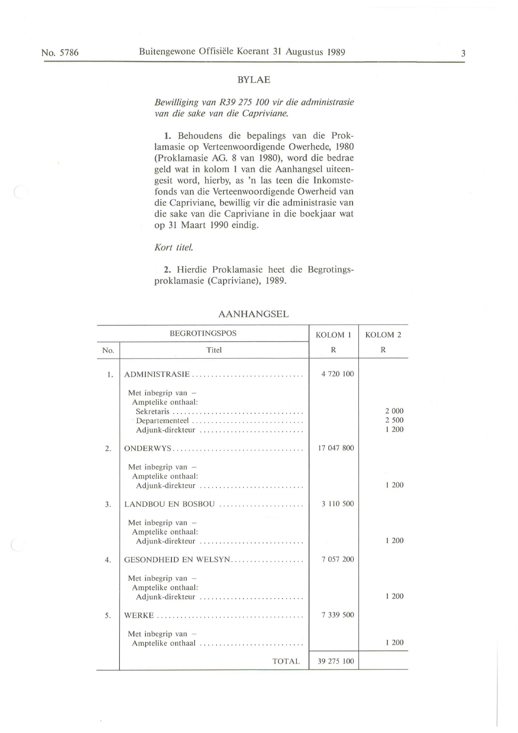## BYLAE

*Bewilliging van R39 275 100 vir die administrasie van die sake van die Capriviane.*

**1.** Behoudens die bepalings van die Proklamasie op Verteenwoordigende Owerhede, 1980 (Proklamasie AG. 8 van 1980), word die bedrae geld wat in kolom 1 van die Aanhangsel uiteengesit word, hierby, as 'n las teen die Inkomstefonds van die Verteenwoordigende Owerheid van die Capriviane, bewillig vir die administrasie van die sake van die Capriviane in die boekjaar wat op 31 Maart 1990 eindig.

*Kort titel.*

**2.** Hierdie Proklamasie heet die Begrotingsproklamasie (Capriviane), 1989.

## AANHANGSEL

| BEGROTINGSPOS | | KOLOM 1 | KOLOM 2 |
|---|---|---|---|
| No. | Titel | R | R |
| 1. | ADMINISTRASIE | 4 720 100 | |
| | Met inbegrip van – Amptelike onthaal: | | |
| | Sekretaris | | 2 000 |
| | Departementeel | | 2 500 |
| | Adjunk-direkteur | | 1 200 |
| 2. | ONDERWYS | 17 047 800 | |
| | Met inbegrip van – Amptelike onthaal: | | |
| | Adjunk-direkteur | | 1 200 |
| 3. | LANDBOU EN BOSBOU | 3 110 500 | |
| | Met inbegrip van – Amptelike onthaal: | | |
| | Adjunk-direkteur | | 1 200 |
| 4. | GESONDHEID EN WELSYN | 7 057 200 | |
| | Met inbegrip van – Amptelike onthaal: | | |
| | Adjunk-direkteur | | 1 200 |
| 5. | WERKE | 7 339 500 | |
| | Met inbegrip van – Amptelike onthaal | | 1 200 |
| | TOTAL | 39 275 100 | |